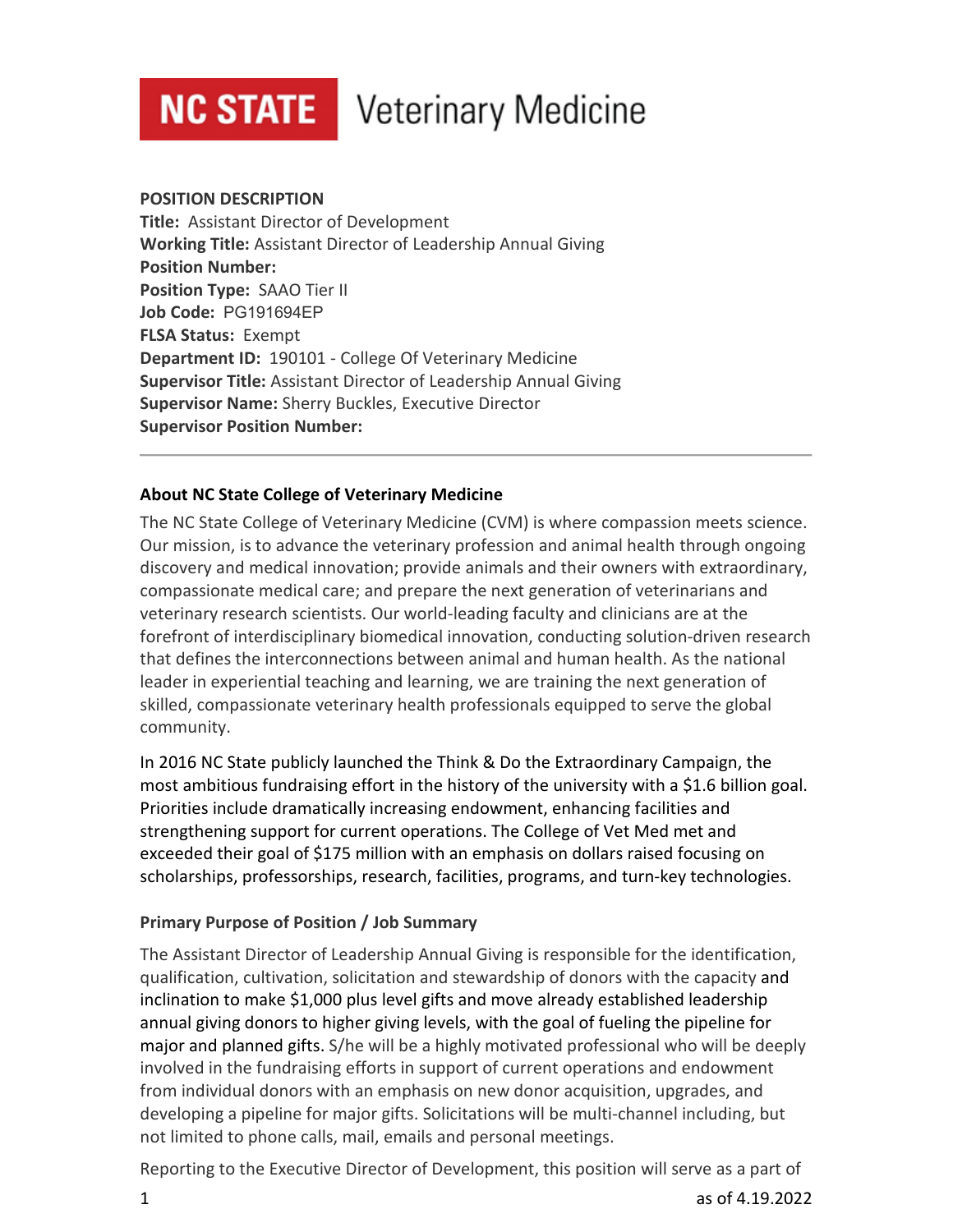NC STATE Veterinary Medicine

**POSITION DESCRIPTION**
**Title:** Assistant Director of Development
**Working Title:** Assistant Director of Leadership Annual Giving
**Position Number:**
**Position Type:** SAAO Tier II
**Job Code:** PG191694EP
**FLSA Status:** Exempt
**Department ID:** 190101 - College Of Veterinary Medicine
**Supervisor Title:** Assistant Director of Leadership Annual Giving
**Supervisor Name:** Sherry Buckles, Executive Director
**Supervisor Position Number:**

---

### About NC State College of Veterinary Medicine

The NC State College of Veterinary Medicine (CVM) is where compassion meets science. Our mission, is to advance the veterinary profession and animal health through ongoing discovery and medical innovation; provide animals and their owners with extraordinary, compassionate medical care; and prepare the next generation of veterinarians and veterinary research scientists. Our world-leading faculty and clinicians are at the forefront of interdisciplinary biomedical innovation, conducting solution-driven research that defines the interconnections between animal and human health. As the national leader in experiential teaching and learning, we are training the next generation of skilled, compassionate veterinary health professionals equipped to serve the global community.

In 2016 NC State publicly launched the Think & Do the Extraordinary Campaign, the most ambitious fundraising effort in the history of the university with a $1.6 billion goal. Priorities include dramatically increasing endowment, enhancing facilities and strengthening support for current operations. The College of Vet Med met and exceeded their goal of $175 million with an emphasis on dollars raised focusing on scholarships, professorships, research, facilities, programs, and turn-key technologies.

### Primary Purpose of Position / Job Summary

The Assistant Director of Leadership Annual Giving is responsible for the identification, qualification, cultivation, solicitation and stewardship of donors with the capacity and inclination to make $1,000 plus level gifts and move already established leadership annual giving donors to higher giving levels, with the goal of fueling the pipeline for major and planned gifts. S/he will be a highly motivated professional who will be deeply involved in the fundraising efforts in support of current operations and endowment from individual donors with an emphasis on new donor acquisition, upgrades, and developing a pipeline for major gifts. Solicitations will be multi-channel including, but not limited to phone calls, mail, emails and personal meetings.

Reporting to the Executive Director of Development, this position will serve as a part of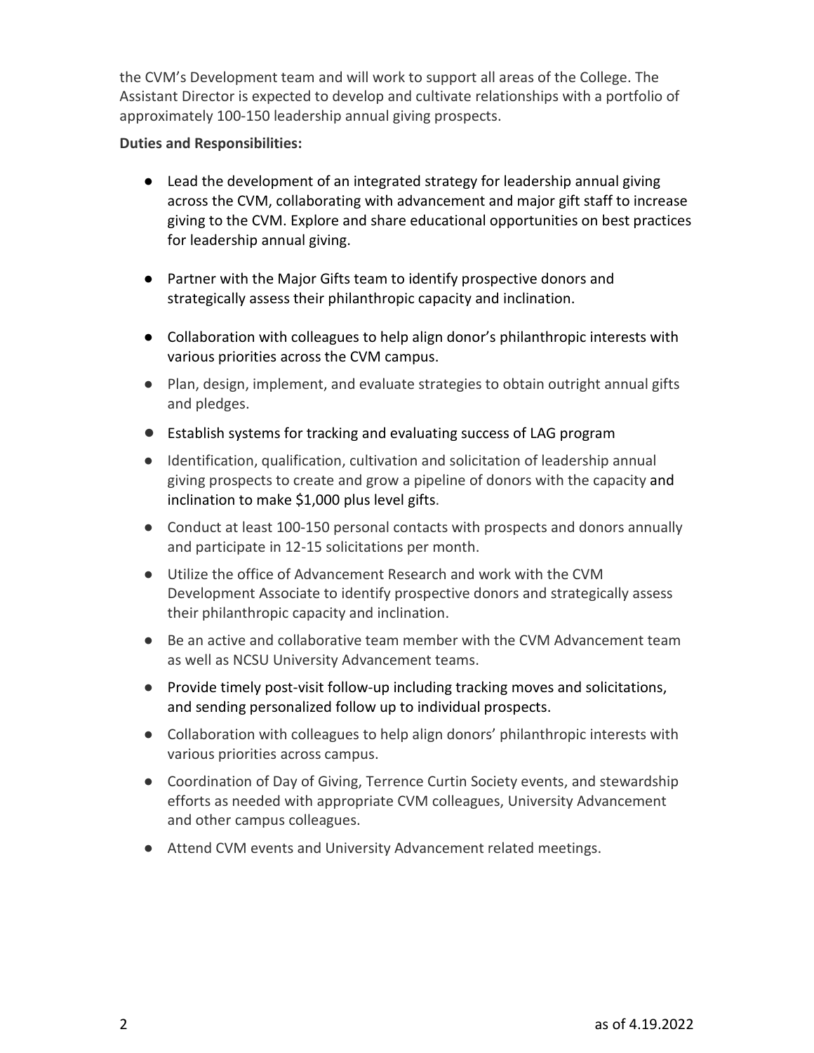the CVM's Development team and will work to support all areas of the College. The Assistant Director is expected to develop and cultivate relationships with a portfolio of approximately 100-150 leadership annual giving prospects.

**Duties and Responsibilities:**

- Lead the development of an integrated strategy for leadership annual giving across the CVM, collaborating with advancement and major gift staff to increase giving to the CVM. Explore and share educational opportunities on best practices for leadership annual giving.
- Partner with the Major Gifts team to identify prospective donors and strategically assess their philanthropic capacity and inclination.
- Collaboration with colleagues to help align donor's philanthropic interests with various priorities across the CVM campus.
- Plan, design, implement, and evaluate strategies to obtain outright annual gifts and pledges.
- Establish systems for tracking and evaluating success of LAG program
- Identification, qualification, cultivation and solicitation of leadership annual giving prospects to create and grow a pipeline of donors with the capacity and inclination to make $1,000 plus level gifts.
- Conduct at least 100-150 personal contacts with prospects and donors annually and participate in 12-15 solicitations per month.
- Utilize the office of Advancement Research and work with the CVM Development Associate to identify prospective donors and strategically assess their philanthropic capacity and inclination.
- Be an active and collaborative team member with the CVM Advancement team as well as NCSU University Advancement teams.
- Provide timely post-visit follow-up including tracking moves and solicitations, and sending personalized follow up to individual prospects.
- Collaboration with colleagues to help align donors' philanthropic interests with various priorities across campus.
- Coordination of Day of Giving, Terrence Curtin Society events, and stewardship efforts as needed with appropriate CVM colleagues, University Advancement and other campus colleagues.
- Attend CVM events and University Advancement related meetings.

as of 4.19.2022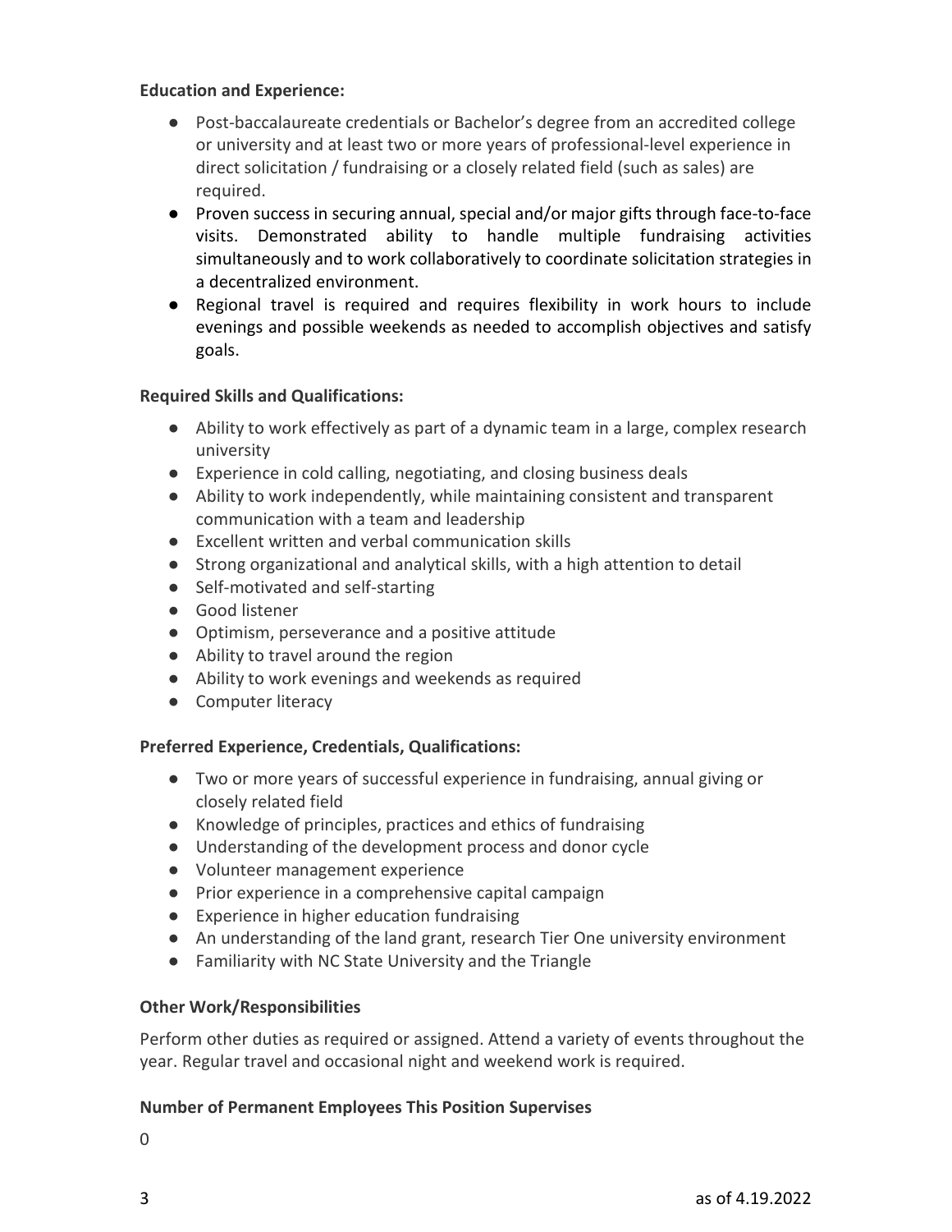**Education and Experience:**

- Post-baccalaureate credentials or Bachelor's degree from an accredited college or university and at least two or more years of professional-level experience in direct solicitation / fundraising or a closely related field (such as sales) are required.
- Proven success in securing annual, special and/or major gifts through face-to-face visits. Demonstrated ability to handle multiple fundraising activities simultaneously and to work collaboratively to coordinate solicitation strategies in a decentralized environment.
- Regional travel is required and requires flexibility in work hours to include evenings and possible weekends as needed to accomplish objectives and satisfy goals.

**Required Skills and Qualifications:**

- Ability to work effectively as part of a dynamic team in a large, complex research university
- Experience in cold calling, negotiating, and closing business deals
- Ability to work independently, while maintaining consistent and transparent communication with a team and leadership
- Excellent written and verbal communication skills
- Strong organizational and analytical skills, with a high attention to detail
- Self-motivated and self-starting
- Good listener
- Optimism, perseverance and a positive attitude
- Ability to travel around the region
- Ability to work evenings and weekends as required
- Computer literacy

**Preferred Experience, Credentials, Qualifications:**

- Two or more years of successful experience in fundraising, annual giving or closely related field
- Knowledge of principles, practices and ethics of fundraising
- Understanding of the development process and donor cycle
- Volunteer management experience
- Prior experience in a comprehensive capital campaign
- Experience in higher education fundraising
- An understanding of the land grant, research Tier One university environment
- Familiarity with NC State University and the Triangle

**Other Work/Responsibilities**

Perform other duties as required or assigned. Attend a variety of events throughout the year. Regular travel and occasional night and weekend work is required.

**Number of Permanent Employees This Position Supervises**

0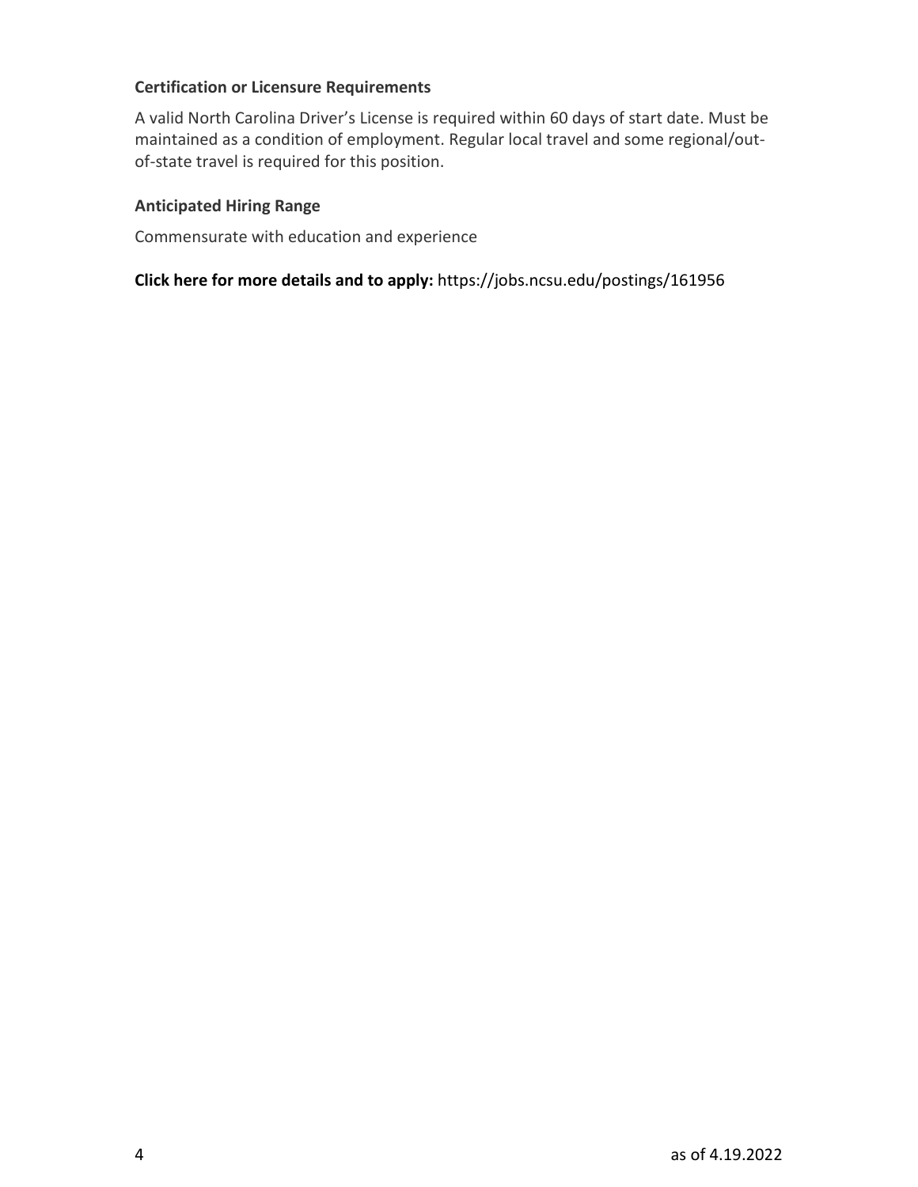**Certification or Licensure Requirements**

A valid North Carolina Driver's License is required within 60 days of start date. Must be maintained as a condition of employment. Regular local travel and some regional/out-of-state travel is required for this position.

**Anticipated Hiring Range**

Commensurate with education and experience

**Click here for more details and to apply:** https://jobs.ncsu.edu/postings/161956